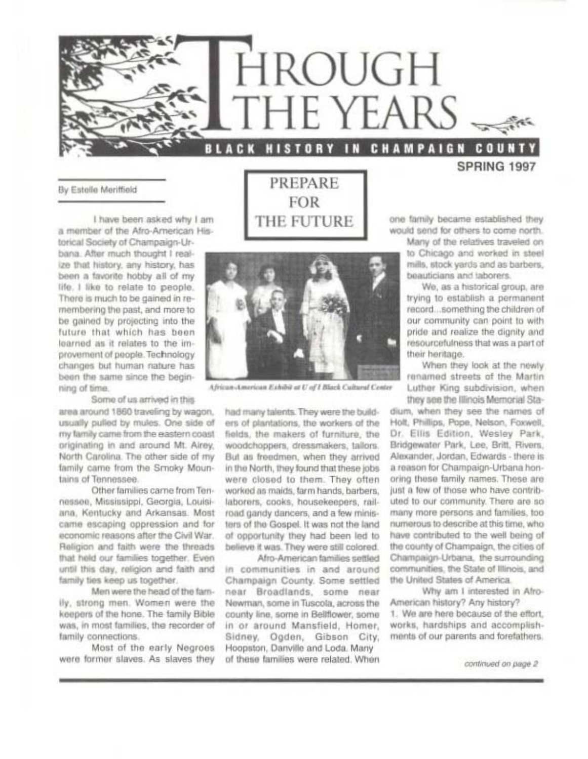# THROUGH THE YEARS

## BLACK HISTORY IN CHAMPAIGN COUNTY

**SPRING 1997**

# PREPARE FOR THE FUTURE

By Estelle Meriffield

I have been asked why I am a member of the Afro-American Historical Society of Champaign-Urbana. After much thought I realize that history, any history, has been a favorite hobby all of my life. I like to relate to people. There is much to be gained in remembering the past, and more to be gained by projecting into the future that which has been learned as it relates to the improvement of people. Technology changes but human nature has been the same since the beginning of time.

Some of us arrived in this area around 1860 traveling by wagon, usually pulled by mules. One side of my family came from the eastern coast originating in and around Mt. Airey, North Carolina. The other side of my family came from the Smoky Mountains of Tennessee.

Other families came from Tennessee, Mississippi, Georgia, Louisiana, Kentucky and Arkansas. Most came escaping oppression and for economic reasons after the Civil War. Religion and faith were the threads that held our families together. Even until this day, religion and faith and family ties keep us together.

Men were the head of the family, strong men. Women were the keepers of the hone. The family Bible was, in most families, the recorder of family connections.

Most of the early Negroes were former slaves. As slaves they had many talents. They were the builders of plantations, the workers of the fields, the makers of furniture, the woodchoppers, dressmakers, tailors. But as freedmen, when they arrived in the North, they found that these jobs were closed to them. They often worked as maids, farm hands, barbers, laborers, cooks, housekeepers, railroad gandy dancers, and a few ministers of the Gospel. It was not the land of opportunity they had been led to believe it was. They were still colored.

*African-American Exhibit at U of I Black Cultural Center*

Afro-American families settled in communities in and around Champaign County. Some settled near Broadlands, some near Newman, some in Tuscola, across the county line, some in Bellflower, some in or around Mansfield, Homer, Sidney, Ogden, Gibson City, Hoopston, Danville and Loda. Many of these families were related. When one family became established they would send for others to come north.

Many of the relatives traveled on to Chicago and worked in steel mills, stock yards and as barbers, beauticians and laborers.

We, as a historical group, are trying to establish a permanent record...something the children of our community can point to with pride and realize the dignity and resourcefulness that was a part of their heritage.

When they look at the newly renamed streets of the Martin Luther King subdivision, when they see the Illinois Memorial Stadium, when they see the names of Holt, Phillips, Pope, Nelson, Foxwell, Dr. Ellis Edition, Wesley Park, Bridgewater Park, Lee, Britt, Rivers, Alexander, Jordan, Edwards - there is a reason for Champaign-Urbana honoring these family names. These are just a few of those who have contributed to our community. There are so many more persons and families, too numerous to describe at this time, who have contributed to the well being of the county of Champaign, the cities of Champaign-Urbana, the surrounding communities, the State of Illinois, and the United States of America.

Why am I interested in Afro-American history? Any history?

1. We are here because of the effort, works, hardships and accomplishments of our parents and forefathers.

*continued on page 2*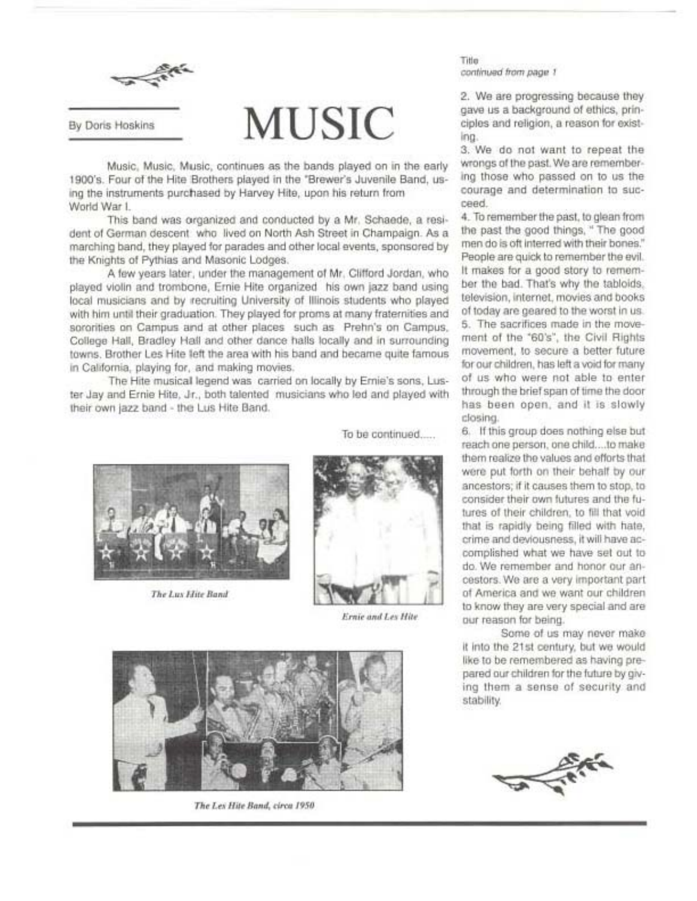By Doris Hoskins

# MUSIC

Music, Music, Music, continues as the bands played on in the early 1900's. Four of the Hite Brothers played in the "Brewer's Juvenile Band, using the instruments purchased by Harvey Hite, upon his return from World War I.

This band was organized and conducted by a Mr. Schaede, a resident of German descent who lived on North Ash Street in Champaign. As a marching band, they played for parades and other local events, sponsored by the Knights of Pythias and Masonic Lodges.

A few years later, under the management of Mr. Clifford Jordan, who played violin and trombone, Ernie Hite organized his own jazz band using local musicians and by recruiting University of Illinois students who played with him until their graduation. They played for proms at many fraternities and sororities on Campus and at other places such as Prehn's on Campus, College Hall, Bradley Hall and other dance halls locally and in surrounding towns. Brother Les Hite left the area with his band and became quite famous in California, playing for, and making movies.

The Hite musical legend was carried on locally by Ernie's sons, Luster Jay and Ernie Hite, Jr., both talented musicians who led and played with their own jazz band - the Lus Hite Band.

To be continued.....

*The Lus Hite Band*

*Ernie and Les Hite*

*The Les Hite Band, circa 1950*

Title
*continued from page 1*

2. We are progressing because they gave us a background of ethics, principles and religion, a reason for existing.
3. We do not want to repeat the wrongs of the past. We are remembering those who passed on to us the courage and determination to succeed.
4. To remember the past, to glean from the past the good things, " The good men do is oft interred with their bones." People are quick to remember the evil. It makes for a good story to remember the bad. That's why the tabloids, television, internet, movies and books of today are geared to the worst in us.
5. The sacrifices made in the movement of the "60's", the Civil Rights movement, to secure a better future for our children, has left a void for many of us who were not able to enter through the brief span of time the door has been open, and it is slowly closing.
6. If this group does nothing else but reach one person, one child....to make them realize the values and efforts that were put forth on their behalf by our ancestors; if it causes them to stop, to consider their own futures and the futures of their children, to fill that void that is rapidly being filled with hate, crime and deviousness, it will have accomplished what we have set out to do. We remember and honor our ancestors. We are a very important part of America and we want our children to know they are very special and are our reason for being.

Some of us may never make it into the 21st century, but we would like to be remembered as having prepared our children for the future by giving them a sense of security and stability.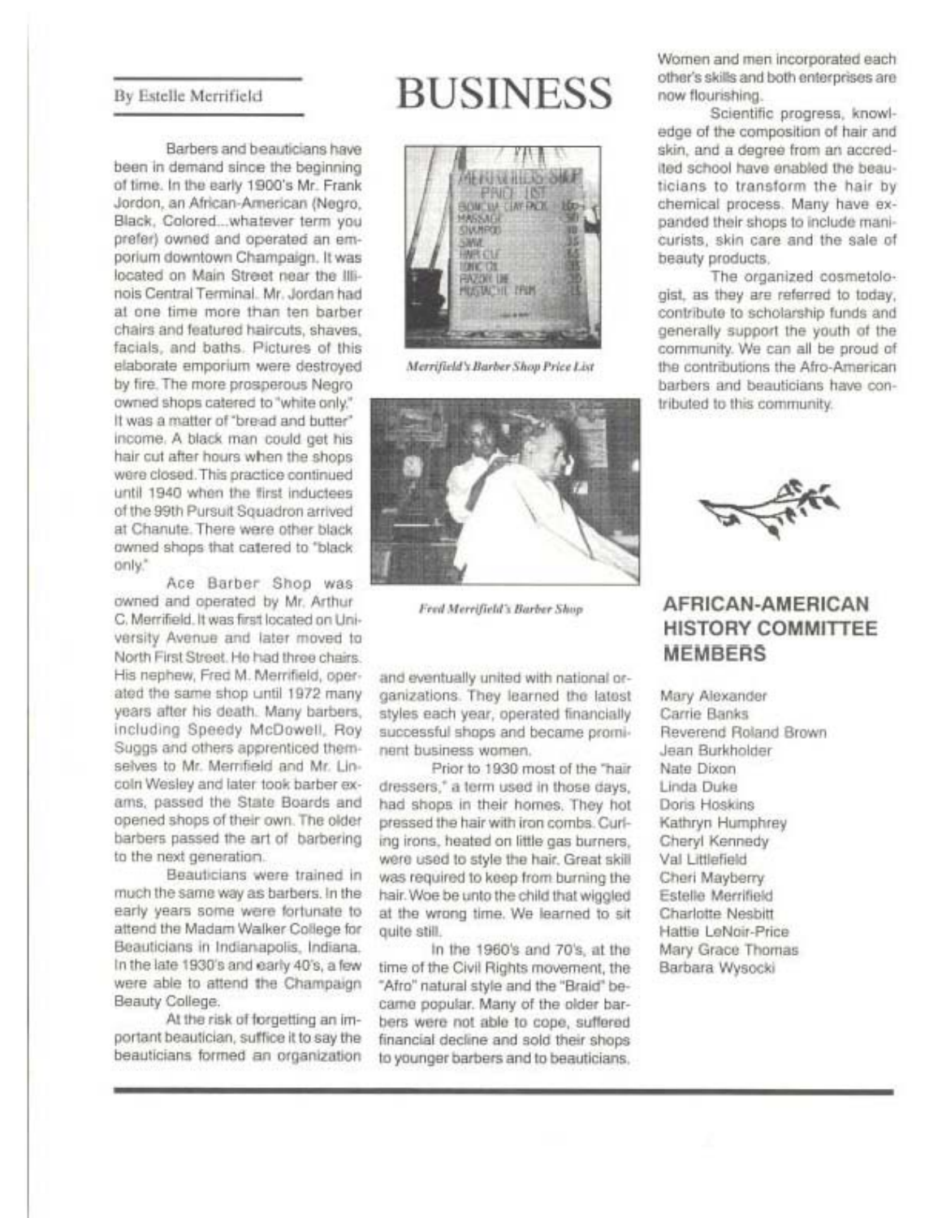# BUSINESS

By Estelle Merrifield

Barbers and beauticians have been in demand since the beginning of time. In the early 1900's Mr. Frank Jordon, an African-American (Negro, Black, Colored...whatever term you prefer) owned and operated an emporium downtown Champaign. It was located on Main Street near the Illinois Central Terminal. Mr. Jordan had at one time more than ten barber chairs and featured haircuts, shaves, facials, and baths. Pictures of this elaborate emporium were destroyed by fire. The more prosperous Negro owned shops catered to "white only." It was a matter of "bread and butter" income. A black man could get his hair cut after hours when the shops were closed. This practice continued until 1940 when the first inductees of the 99th Pursuit Squadron arrived at Chanute. There were other black owned shops that catered to "black only."

Ace Barber Shop was owned and operated by Mr. Arthur C. Merrifield. It was first located on University Avenue and later moved to North First Street. He had three chairs. His nephew, Fred M. Merrifield, operated the same shop until 1972 many years after his death. Many barbers, including Speedy McDowell, Roy Suggs and others apprenticed themselves to Mr. Merrifield and Mr. Lincoln Wesley and later took barber exams, passed the State Boards and opened shops of their own. The older barbers passed the art of barbering to the next generation.

Beauticians were trained in much the same way as barbers. In the early years some were fortunate to attend the Madam Walker College for Beauticians in Indianapolis, Indiana. In the late 1930's and early 40's, a few were able to attend the Champaign Beauty College.

At the risk of forgetting an important beautician, suffice it to say the beauticians formed an organization and eventually united with national organizations. They learned the latest styles each year, operated financially successful shops and became prominent business women.

Prior to 1930 most of the "hair dressers," a term used in those days, had shops in their homes. They hot pressed the hair with iron combs. Curling irons, heated on little gas burners, were used to style the hair. Great skill was required to keep from burning the hair. Woe be unto the child that wiggled at the wrong time. We learned to sit quite still.

In the 1960's and 70's, at the time of the Civil Rights movement, the "Afro" natural style and the "Braid" became popular. Many of the older barbers were not able to cope, suffered financial decline and sold their shops to younger barbers and to beauticians. Women and men incorporated each other's skills and both enterprises are now flourishing.

Scientific progress, knowledge of the composition of hair and skin, and a degree from an accredited school have enabled the beauticians to transform the hair by chemical process. Many have expanded their shops to include manicurists, skin care and the sale of beauty products.

The organized cosmetologist, as they are referred to today, contribute to scholarship funds and generally support the youth of the community. We can all be proud of the contributions the Afro-American barbers and beauticians have contributed to this community.

*Merrifield's Barber Shop Price List*

*Fred Merrifield's Barber Shop*

## AFRICAN-AMERICAN HISTORY COMMITTEE MEMBERS

Mary Alexander
Carrie Banks
Reverend Roland Brown
Jean Burkholder
Nate Dixon
Linda Duke
Doris Hoskins
Kathryn Humphrey
Cheryl Kennedy
Val Littlefield
Cheri Mayberry
Estelle Merrifield
Charlotte Nesbitt
Hattie LeNoir-Price
Mary Grace Thomas
Barbara Wysocki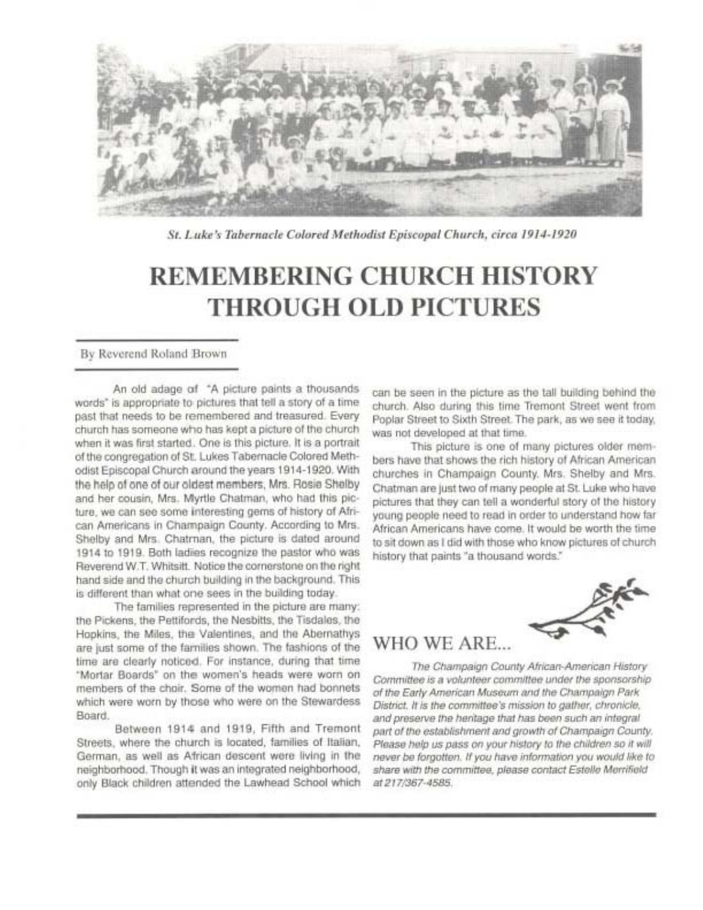*St. Luke's Tabernacle Colored Methodist Episcopal Church, circa 1914-1920*

# REMEMBERING CHURCH HISTORY THROUGH OLD PICTURES

By Reverend Roland Brown

An old adage of "A picture paints a thousands words" is appropriate to pictures that tell a story of a time past that needs to be remembered and treasured. Every church has someone who has kept a picture of the church when it was first started. One is this picture. It is a portrait of the congregation of St. Lukes Tabernacle Colored Methodist Episcopal Church around the years 1914-1920. With the help of one of our oldest members, Mrs. Rosie Shelby and her cousin, Mrs. Myrtle Chatman, who had this picture, we can see some interesting gems of history of African Americans in Champaign County. According to Mrs. Shelby and Mrs. Chatman, the picture is dated around 1914 to 1919. Both ladies recognize the pastor who was Reverend W.T. Whitsitt. Notice the cornerstone on the right hand side and the church building in the background. This is different than what one sees in the building today.

The families represented in the picture are many: the Pickens, the Pettifords, the Nesbitts, the Tisdales, the Hopkins, the Miles, the Valentines, and the Abernathys are just some of the families shown. The fashions of the time are clearly noticed. For instance, during that time "Mortar Boards" on the women's heads were worn on members of the choir. Some of the women had bonnets which were worn by those who were on the Stewardess Board.

Between 1914 and 1919, Fifth and Tremont Streets, where the church is located, families of Italian, German, as well as African descent were living in the neighborhood. Though it was an integrated neighborhood, only Black children attended the Lawhead School which can be seen in the picture as the tall building behind the church. Also during this time Tremont Street went from Poplar Street to Sixth Street. The park, as we see it today, was not developed at that time.

This picture is one of many pictures older members have that shows the rich history of African American churches in Champaign County. Mrs. Shelby and Mrs. Chatman are just two of many people at St. Luke who have pictures that they can tell a wonderful story of the history young people need to read in order to understand how far African Americans have come. It would be worth the time to sit down as I did with those who know pictures of church history that paints "a thousand words."

## WHO WE ARE...

*The Champaign County African-American History Committee is a volunteer committee under the sponsorship of the Early American Museum and the Champaign Park District. It is the committee's mission to gather, chronicle, and preserve the heritage that has been such an integral part of the establishment and growth of Champaign County. Please help us pass on your history to the children so it will never be forgotten. If you have information you would like to share with the committee, please contact Estelle Merrifield at 217/367-4585.*